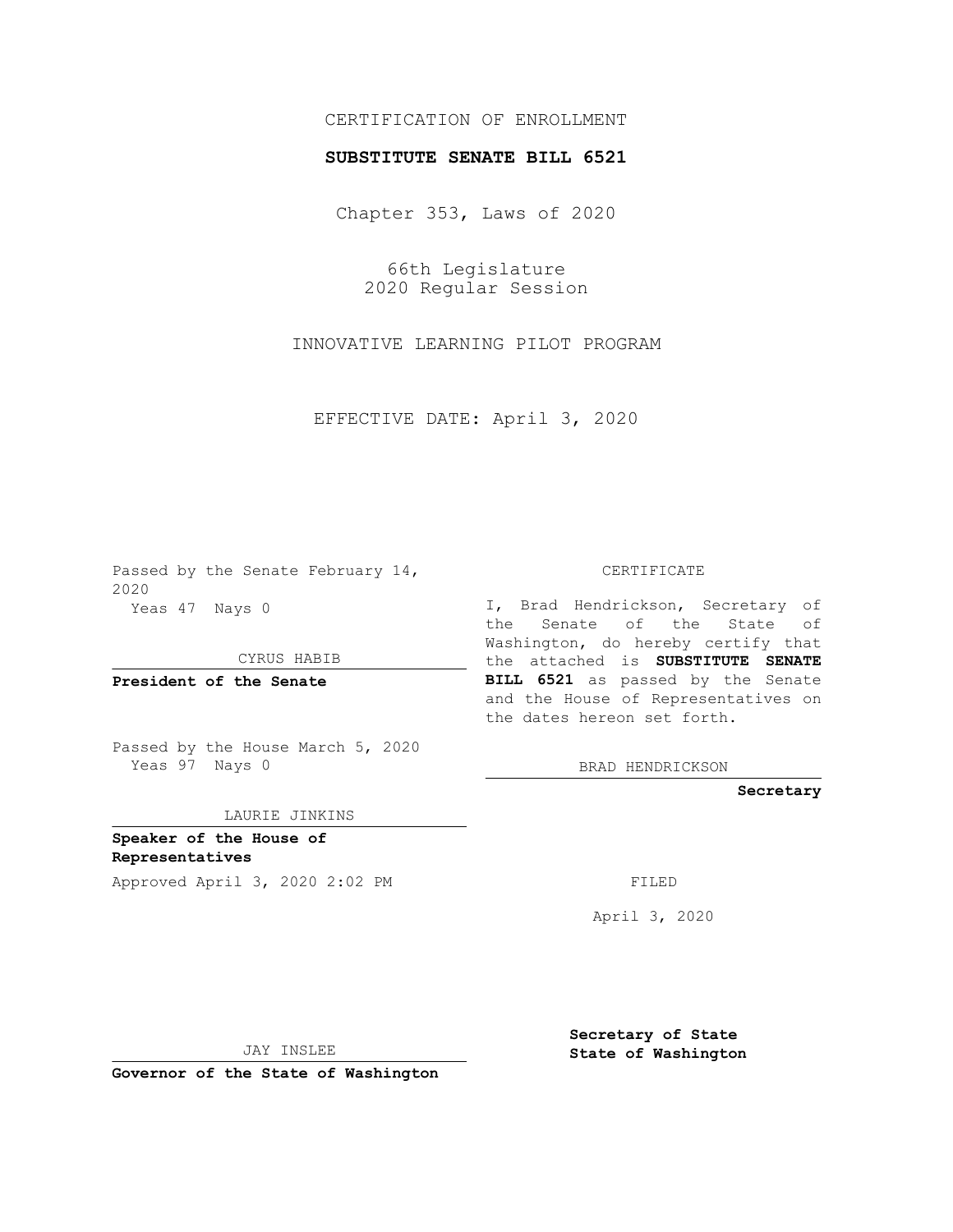CERTIFICATION OF ENROLLMENT

**SUBSTITUTE SENATE BILL 6521**

Chapter 353, Laws of 2020

66th Legislature
2020 Regular Session

INNOVATIVE LEARNING PILOT PROGRAM

EFFECTIVE DATE: April 3, 2020

Passed by the Senate February 14, 2020
Yeas 47 Nays 0

CYRUS HABIB

**President of the Senate**

Passed by the House March 5, 2020
Yeas 97 Nays 0

LAURIE JINKINS

**Speaker of the House of Representatives**

Approved April 3, 2020 2:02 PM

JAY INSLEE

**Governor of the State of Washington**

CERTIFICATE

I, Brad Hendrickson, Secretary of the Senate of the State of Washington, do hereby certify that the attached is **SUBSTITUTE SENATE BILL 6521** as passed by the Senate and the House of Representatives on the dates hereon set forth.

BRAD HENDRICKSON

**Secretary**

FILED

April 3, 2020

**Secretary of State**
**State of Washington**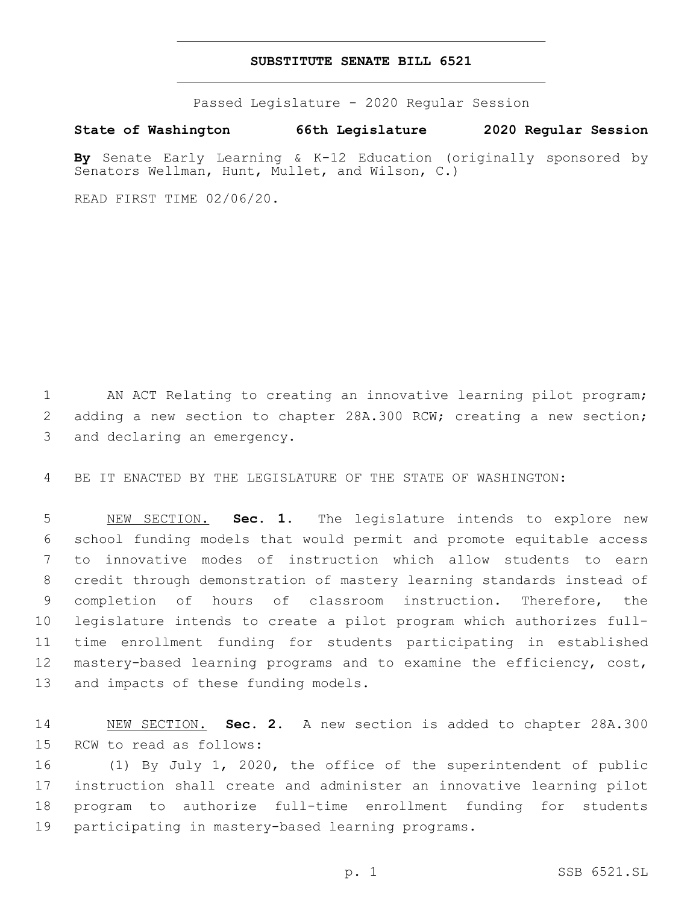# SUBSTITUTE SENATE BILL 6521

Passed Legislature - 2020 Regular Session

**State of Washington 66th Legislature 2020 Regular Session**

**By** Senate Early Learning & K-12 Education (originally sponsored by Senators Wellman, Hunt, Mullet, and Wilson, C.)

READ FIRST TIME 02/06/20.

AN ACT Relating to creating an innovative learning pilot program; adding a new section to chapter 28A.300 RCW; creating a new section; and declaring an emergency.

BE IT ENACTED BY THE LEGISLATURE OF THE STATE OF WASHINGTON:

NEW SECTION. **Sec. 1.** The legislature intends to explore new school funding models that would permit and promote equitable access to innovative modes of instruction which allow students to earn credit through demonstration of mastery learning standards instead of completion of hours of classroom instruction. Therefore, the legislature intends to create a pilot program which authorizes full-time enrollment funding for students participating in established mastery-based learning programs and to examine the efficiency, cost, and impacts of these funding models.

NEW SECTION. **Sec. 2.** A new section is added to chapter 28A.300 RCW to read as follows:

(1) By July 1, 2020, the office of the superintendent of public instruction shall create and administer an innovative learning pilot program to authorize full-time enrollment funding for students participating in mastery-based learning programs.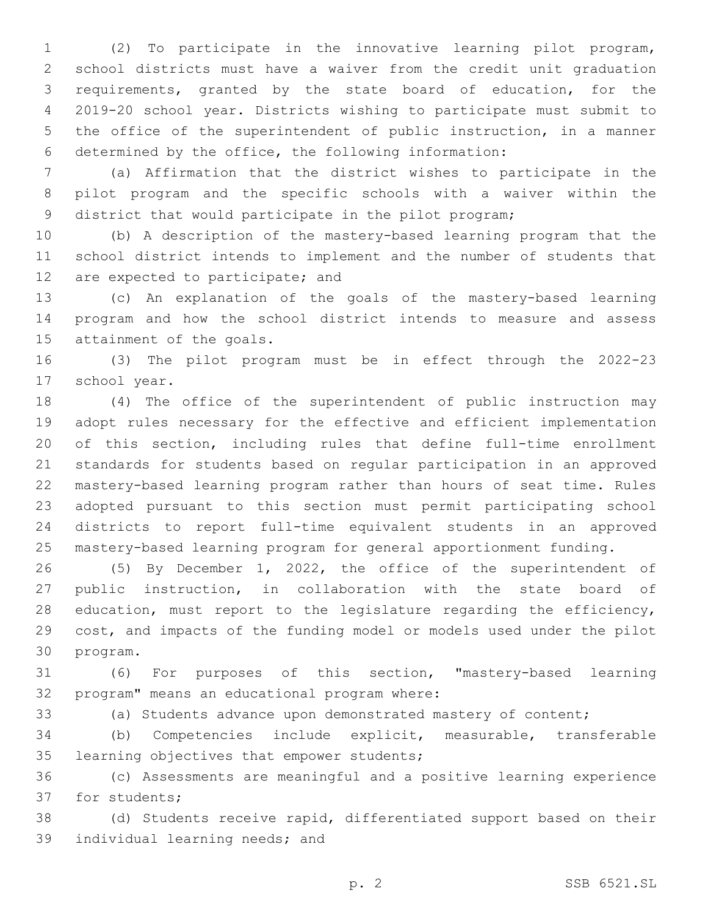(2) To participate in the innovative learning pilot program, school districts must have a waiver from the credit unit graduation requirements, granted by the state board of education, for the 2019-20 school year. Districts wishing to participate must submit to the office of the superintendent of public instruction, in a manner determined by the office, the following information:

(a) Affirmation that the district wishes to participate in the pilot program and the specific schools with a waiver within the district that would participate in the pilot program;

(b) A description of the mastery-based learning program that the school district intends to implement and the number of students that are expected to participate; and

(c) An explanation of the goals of the mastery-based learning program and how the school district intends to measure and assess attainment of the goals.

(3) The pilot program must be in effect through the 2022-23 school year.

(4) The office of the superintendent of public instruction may adopt rules necessary for the effective and efficient implementation of this section, including rules that define full-time enrollment standards for students based on regular participation in an approved mastery-based learning program rather than hours of seat time. Rules adopted pursuant to this section must permit participating school districts to report full-time equivalent students in an approved mastery-based learning program for general apportionment funding.

(5) By December 1, 2022, the office of the superintendent of public instruction, in collaboration with the state board of education, must report to the legislature regarding the efficiency, cost, and impacts of the funding model or models used under the pilot program.

(6) For purposes of this section, "mastery-based learning program" means an educational program where:

(a) Students advance upon demonstrated mastery of content;

(b) Competencies include explicit, measurable, transferable learning objectives that empower students;

(c) Assessments are meaningful and a positive learning experience for students;

(d) Students receive rapid, differentiated support based on their individual learning needs; and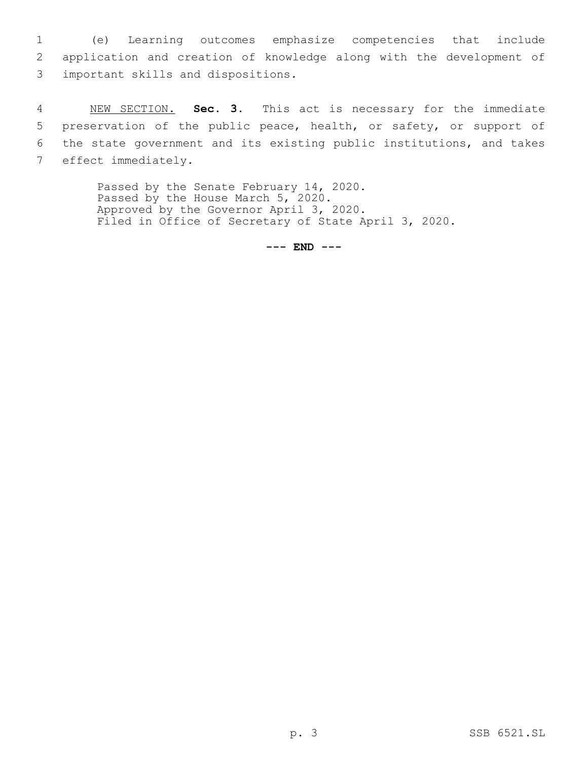(e) Learning outcomes emphasize competencies that include application and creation of knowledge along with the development of important skills and dispositions.

NEW SECTION. **Sec. 3.** This act is necessary for the immediate preservation of the public peace, health, or safety, or support of the state government and its existing public institutions, and takes effect immediately.

Passed by the Senate February 14, 2020.
Passed by the House March 5, 2020.
Approved by the Governor April 3, 2020.
Filed in Office of Secretary of State April 3, 2020.

**--- END ---**